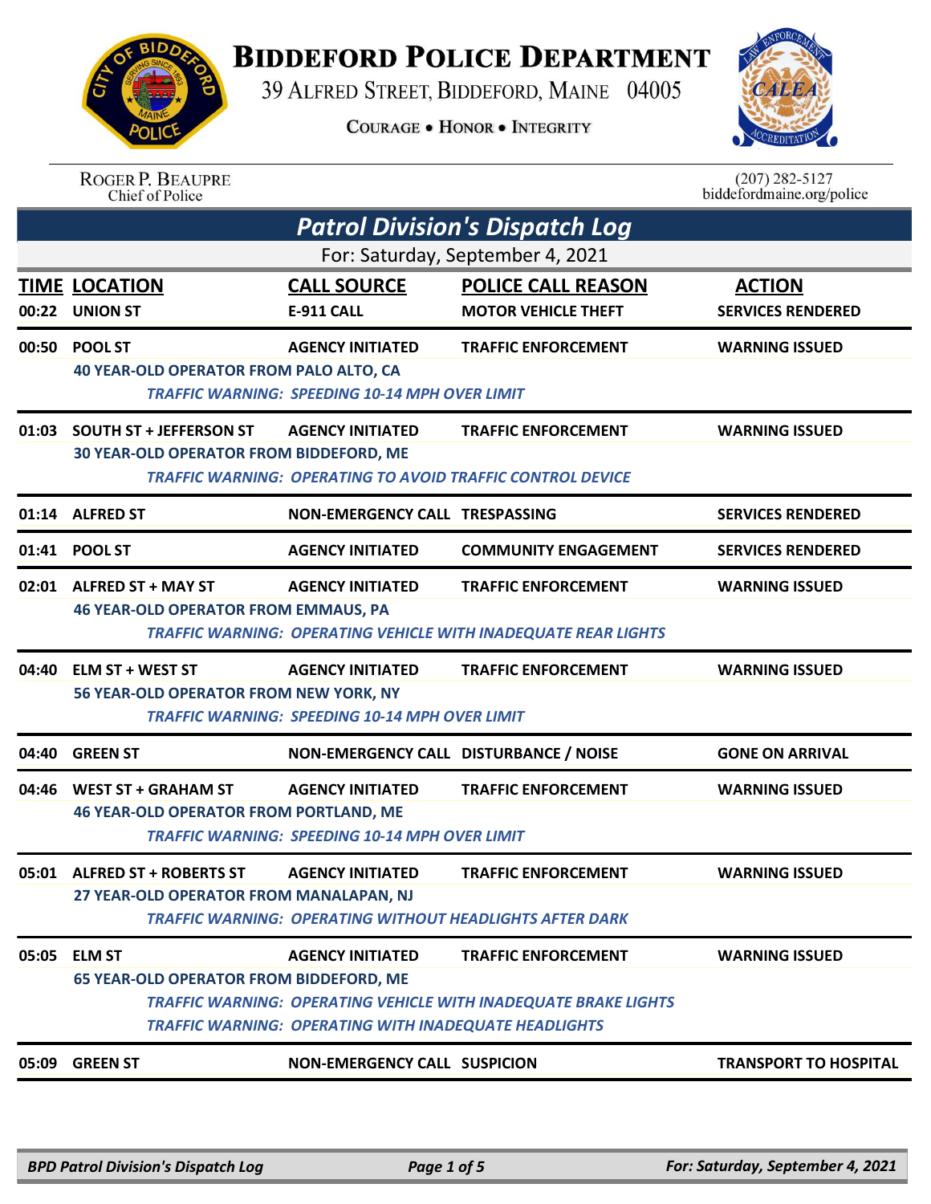# Biddeford Police Department

39 Alfred Street, Biddeford, Maine 04005

Courage • Honor • Integrity

Roger P. Beaupre
Chief of Police

(207) 282-5127
biddefordmaine.org/police

## Patrol Division's Dispatch Log

For: Saturday, September 4, 2021

| TIME | LOCATION | CALL SOURCE | POLICE CALL REASON | ACTION |
|---|---|---|---|---|
| 00:22 | UNION ST | E-911 CALL | MOTOR VEHICLE THEFT | SERVICES RENDERED |
| 00:50 | POOL ST | AGENCY INITIATED | TRAFFIC ENFORCEMENT | WARNING ISSUED |
| | 40 YEAR-OLD OPERATOR FROM PALO ALTO, CA<br>*TRAFFIC WARNING: SPEEDING 10-14 MPH OVER LIMIT* | | | |
| 01:03 | SOUTH ST + JEFFERSON ST | AGENCY INITIATED | TRAFFIC ENFORCEMENT | WARNING ISSUED |
| | 30 YEAR-OLD OPERATOR FROM BIDDEFORD, ME<br>*TRAFFIC WARNING: OPERATING TO AVOID TRAFFIC CONTROL DEVICE* | | | |
| 01:14 | ALFRED ST | NON-EMERGENCY CALL | TRESPASSING | SERVICES RENDERED |
| 01:41 | POOL ST | AGENCY INITIATED | COMMUNITY ENGAGEMENT | SERVICES RENDERED |
| 02:01 | ALFRED ST + MAY ST | AGENCY INITIATED | TRAFFIC ENFORCEMENT | WARNING ISSUED |
| | 46 YEAR-OLD OPERATOR FROM EMMAUS, PA<br>*TRAFFIC WARNING: OPERATING VEHICLE WITH INADEQUATE REAR LIGHTS* | | | |
| 04:40 | ELM ST + WEST ST | AGENCY INITIATED | TRAFFIC ENFORCEMENT | WARNING ISSUED |
| | 56 YEAR-OLD OPERATOR FROM NEW YORK, NY<br>*TRAFFIC WARNING: SPEEDING 10-14 MPH OVER LIMIT* | | | |
| 04:40 | GREEN ST | NON-EMERGENCY CALL | DISTURBANCE / NOISE | GONE ON ARRIVAL |
| 04:46 | WEST ST + GRAHAM ST | AGENCY INITIATED | TRAFFIC ENFORCEMENT | WARNING ISSUED |
| | 46 YEAR-OLD OPERATOR FROM PORTLAND, ME<br>*TRAFFIC WARNING: SPEEDING 10-14 MPH OVER LIMIT* | | | |
| 05:01 | ALFRED ST + ROBERTS ST | AGENCY INITIATED | TRAFFIC ENFORCEMENT | WARNING ISSUED |
| | 27 YEAR-OLD OPERATOR FROM MANALAPAN, NJ<br>*TRAFFIC WARNING: OPERATING WITHOUT HEADLIGHTS AFTER DARK* | | | |
| 05:05 | ELM ST | AGENCY INITIATED | TRAFFIC ENFORCEMENT | WARNING ISSUED |
| | 65 YEAR-OLD OPERATOR FROM BIDDEFORD, ME<br>*TRAFFIC WARNING: OPERATING VEHICLE WITH INADEQUATE BRAKE LIGHTS*<br>*TRAFFIC WARNING: OPERATING WITH INADEQUATE HEADLIGHTS* | | | |
| 05:09 | GREEN ST | NON-EMERGENCY CALL | SUSPICION | TRANSPORT TO HOSPITAL |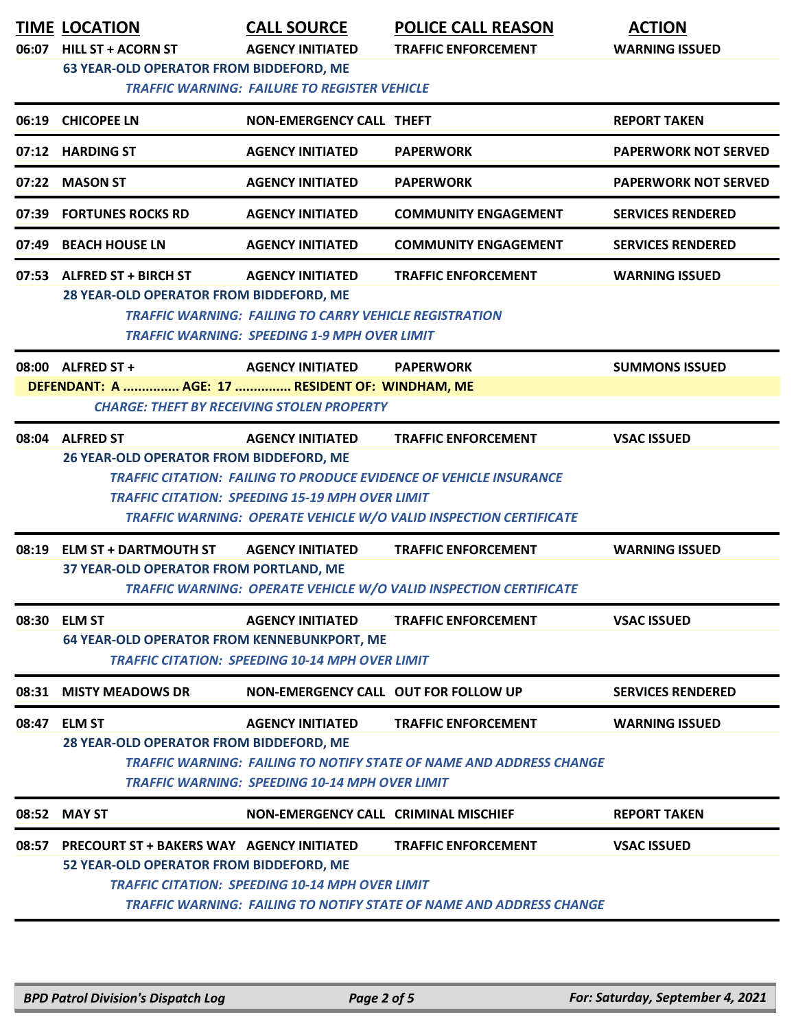| TIME | LOCATION | CALL SOURCE | POLICE CALL REASON | ACTION |
|---|---|---|---|---|
| 06:07 | HILL ST + ACORN ST | AGENCY INITIATED | TRAFFIC ENFORCEMENT | WARNING ISSUED |
| | 63 YEAR-OLD OPERATOR FROM BIDDEFORD, ME | | | |
| | *TRAFFIC WARNING: FAILURE TO REGISTER VEHICLE* | | | |
| 06:19 | CHICOPEE LN | NON-EMERGENCY CALL | THEFT | REPORT TAKEN |
| 07:12 | HARDING ST | AGENCY INITIATED | PAPERWORK | PAPERWORK NOT SERVED |
| 07:22 | MASON ST | AGENCY INITIATED | PAPERWORK | PAPERWORK NOT SERVED |
| 07:39 | FORTUNES ROCKS RD | AGENCY INITIATED | COMMUNITY ENGAGEMENT | SERVICES RENDERED |
| 07:49 | BEACH HOUSE LN | AGENCY INITIATED | COMMUNITY ENGAGEMENT | SERVICES RENDERED |
| 07:53 | ALFRED ST + BIRCH ST | AGENCY INITIATED | TRAFFIC ENFORCEMENT | WARNING ISSUED |
| | 28 YEAR-OLD OPERATOR FROM BIDDEFORD, ME | | | |
| | *TRAFFIC WARNING: FAILING TO CARRY VEHICLE REGISTRATION* | | | |
| | *TRAFFIC WARNING: SPEEDING 1-9 MPH OVER LIMIT* | | | |
| 08:00 | ALFRED ST + | AGENCY INITIATED | PAPERWORK | SUMMONS ISSUED |
| | DEFENDANT: A ............... AGE: 17 ............... RESIDENT OF: WINDHAM, ME | | | |
| | *CHARGE: THEFT BY RECEIVING STOLEN PROPERTY* | | | |
| 08:04 | ALFRED ST | AGENCY INITIATED | TRAFFIC ENFORCEMENT | VSAC ISSUED |
| | 26 YEAR-OLD OPERATOR FROM BIDDEFORD, ME | | | |
| | *TRAFFIC CITATION: FAILING TO PRODUCE EVIDENCE OF VEHICLE INSURANCE* | | | |
| | *TRAFFIC CITATION: SPEEDING 15-19 MPH OVER LIMIT* | | | |
| | *TRAFFIC WARNING: OPERATE VEHICLE W/O VALID INSPECTION CERTIFICATE* | | | |
| 08:19 | ELM ST + DARTMOUTH ST | AGENCY INITIATED | TRAFFIC ENFORCEMENT | WARNING ISSUED |
| | 37 YEAR-OLD OPERATOR FROM PORTLAND, ME | | | |
| | *TRAFFIC WARNING: OPERATE VEHICLE W/O VALID INSPECTION CERTIFICATE* | | | |
| 08:30 | ELM ST | AGENCY INITIATED | TRAFFIC ENFORCEMENT | VSAC ISSUED |
| | 64 YEAR-OLD OPERATOR FROM KENNEBUNKPORT, ME | | | |
| | *TRAFFIC CITATION: SPEEDING 10-14 MPH OVER LIMIT* | | | |
| 08:31 | MISTY MEADOWS DR | NON-EMERGENCY CALL | OUT FOR FOLLOW UP | SERVICES RENDERED |
| 08:47 | ELM ST | AGENCY INITIATED | TRAFFIC ENFORCEMENT | WARNING ISSUED |
| | 28 YEAR-OLD OPERATOR FROM BIDDEFORD, ME | | | |
| | *TRAFFIC WARNING: FAILING TO NOTIFY STATE OF NAME AND ADDRESS CHANGE* | | | |
| | *TRAFFIC WARNING: SPEEDING 10-14 MPH OVER LIMIT* | | | |
| 08:52 | MAY ST | NON-EMERGENCY CALL | CRIMINAL MISCHIEF | REPORT TAKEN |
| 08:57 | PRECOURT ST + BAKERS WAY | AGENCY INITIATED | TRAFFIC ENFORCEMENT | VSAC ISSUED |
| | 52 YEAR-OLD OPERATOR FROM BIDDEFORD, ME | | | |
| | *TRAFFIC CITATION: SPEEDING 10-14 MPH OVER LIMIT* | | | |
| | *TRAFFIC WARNING: FAILING TO NOTIFY STATE OF NAME AND ADDRESS CHANGE* | | | |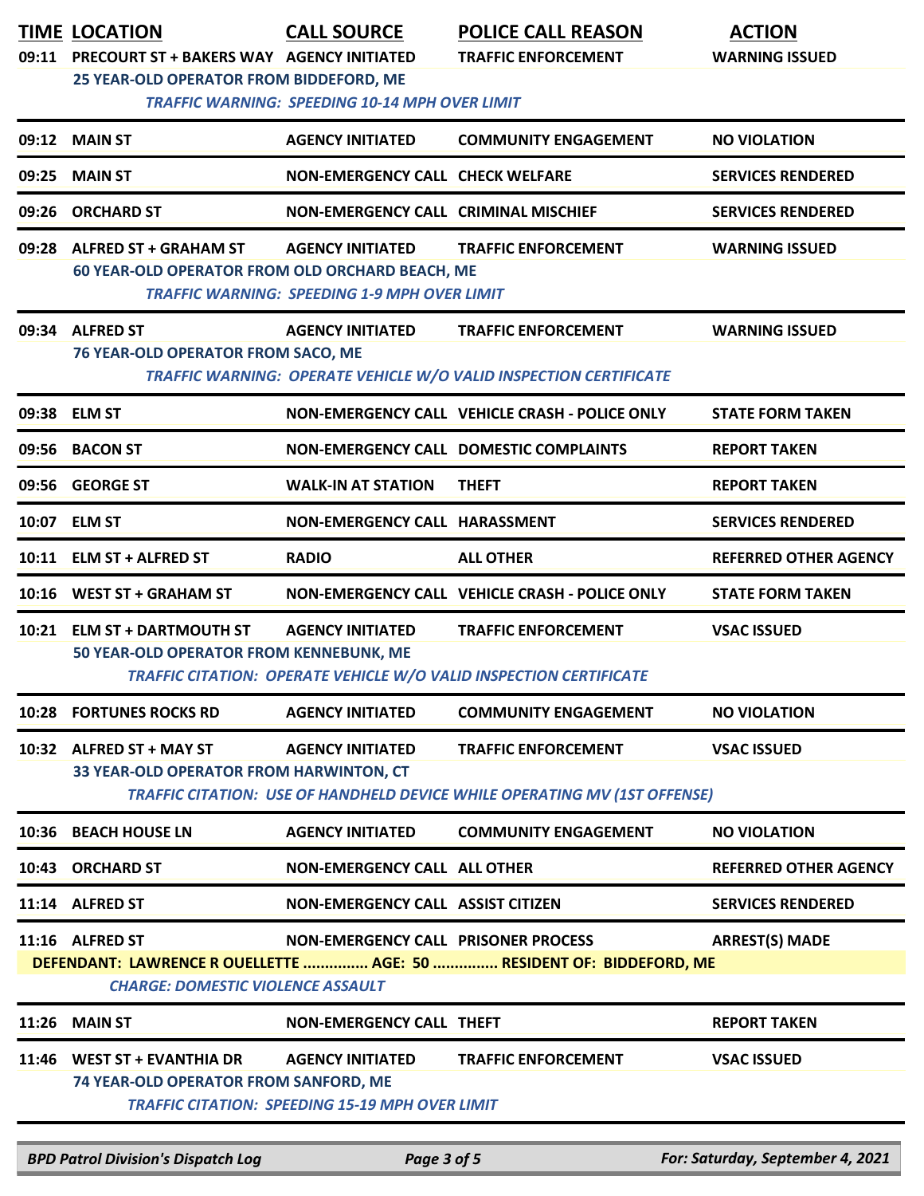| TIME | LOCATION | CALL SOURCE | POLICE CALL REASON | ACTION |
|---|---|---|---|---|
| 09:11 | PRECOURT ST + BAKERS WAY | AGENCY INITIATED | TRAFFIC ENFORCEMENT | WARNING ISSUED |
| | 25 YEAR-OLD OPERATOR FROM BIDDEFORD, ME | | | |
| | *TRAFFIC WARNING: SPEEDING 10-14 MPH OVER LIMIT* | | | |
| 09:12 | MAIN ST | AGENCY INITIATED | COMMUNITY ENGAGEMENT | NO VIOLATION |
| 09:25 | MAIN ST | NON-EMERGENCY CALL | CHECK WELFARE | SERVICES RENDERED |
| 09:26 | ORCHARD ST | NON-EMERGENCY CALL | CRIMINAL MISCHIEF | SERVICES RENDERED |
| 09:28 | ALFRED ST + GRAHAM ST | AGENCY INITIATED | TRAFFIC ENFORCEMENT | WARNING ISSUED |
| | 60 YEAR-OLD OPERATOR FROM OLD ORCHARD BEACH, ME | | | |
| | *TRAFFIC WARNING: SPEEDING 1-9 MPH OVER LIMIT* | | | |
| 09:34 | ALFRED ST | AGENCY INITIATED | TRAFFIC ENFORCEMENT | WARNING ISSUED |
| | 76 YEAR-OLD OPERATOR FROM SACO, ME | | | |
| | *TRAFFIC WARNING: OPERATE VEHICLE W/O VALID INSPECTION CERTIFICATE* | | | |
| 09:38 | ELM ST | NON-EMERGENCY CALL | VEHICLE CRASH - POLICE ONLY | STATE FORM TAKEN |
| 09:56 | BACON ST | NON-EMERGENCY CALL | DOMESTIC COMPLAINTS | REPORT TAKEN |
| 09:56 | GEORGE ST | WALK-IN AT STATION | THEFT | REPORT TAKEN |
| 10:07 | ELM ST | NON-EMERGENCY CALL | HARASSMENT | SERVICES RENDERED |
| 10:11 | ELM ST + ALFRED ST | RADIO | ALL OTHER | REFERRED OTHER AGENCY |
| 10:16 | WEST ST + GRAHAM ST | NON-EMERGENCY CALL | VEHICLE CRASH - POLICE ONLY | STATE FORM TAKEN |
| 10:21 | ELM ST + DARTMOUTH ST | AGENCY INITIATED | TRAFFIC ENFORCEMENT | VSAC ISSUED |
| | 50 YEAR-OLD OPERATOR FROM KENNEBUNK, ME | | | |
| | *TRAFFIC CITATION: OPERATE VEHICLE W/O VALID INSPECTION CERTIFICATE* | | | |
| 10:28 | FORTUNES ROCKS RD | AGENCY INITIATED | COMMUNITY ENGAGEMENT | NO VIOLATION |
| 10:32 | ALFRED ST + MAY ST | AGENCY INITIATED | TRAFFIC ENFORCEMENT | VSAC ISSUED |
| | 33 YEAR-OLD OPERATOR FROM HARWINTON, CT | | | |
| | *TRAFFIC CITATION: USE OF HANDHELD DEVICE WHILE OPERATING MV (1ST OFFENSE)* | | | |
| 10:36 | BEACH HOUSE LN | AGENCY INITIATED | COMMUNITY ENGAGEMENT | NO VIOLATION |
| 10:43 | ORCHARD ST | NON-EMERGENCY CALL | ALL OTHER | REFERRED OTHER AGENCY |
| 11:14 | ALFRED ST | NON-EMERGENCY CALL | ASSIST CITIZEN | SERVICES RENDERED |
| 11:16 | ALFRED ST | NON-EMERGENCY CALL | PRISONER PROCESS | ARREST(S) MADE |
| | DEFENDANT: LAWRENCE R OUELLETTE ............... AGE: 50 ............... RESIDENT OF: BIDDEFORD, ME | | | |
| | *CHARGE: DOMESTIC VIOLENCE ASSAULT* | | | |
| 11:26 | MAIN ST | NON-EMERGENCY CALL | THEFT | REPORT TAKEN |
| 11:46 | WEST ST + EVANTHIA DR | AGENCY INITIATED | TRAFFIC ENFORCEMENT | VSAC ISSUED |
| | 74 YEAR-OLD OPERATOR FROM SANFORD, ME | | | |
| | *TRAFFIC CITATION: SPEEDING 15-19 MPH OVER LIMIT* | | | |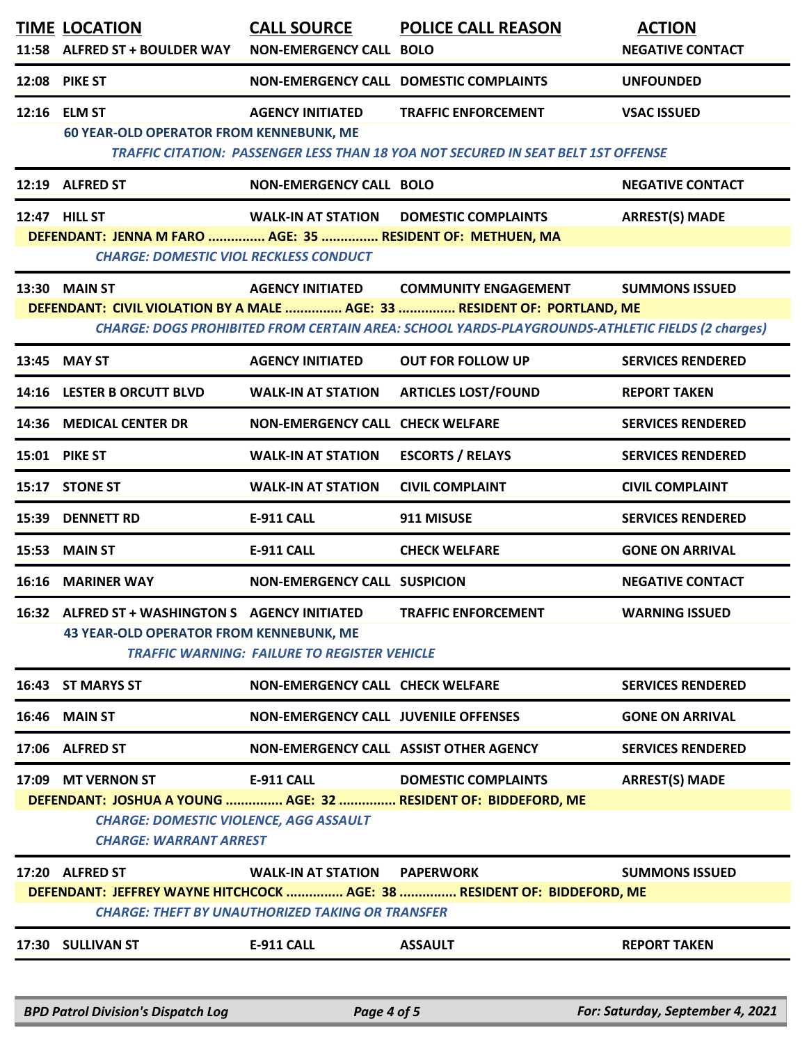| TIME | LOCATION | CALL SOURCE | POLICE CALL REASON | ACTION |
|---|---|---|---|---|
| 11:58 | ALFRED ST + BOULDER WAY | NON-EMERGENCY CALL | BOLO | NEGATIVE CONTACT |
| 12:08 | PIKE ST | NON-EMERGENCY CALL | DOMESTIC COMPLAINTS | UNFOUNDED |
| 12:16 | ELM ST | AGENCY INITIATED | TRAFFIC ENFORCEMENT | VSAC ISSUED |
| | 60 YEAR-OLD OPERATOR FROM KENNEBUNK, ME | | | |
| | *TRAFFIC CITATION: PASSENGER LESS THAN 18 YOA NOT SECURED IN SEAT BELT 1ST OFFENSE* | | | |
| 12:19 | ALFRED ST | NON-EMERGENCY CALL | BOLO | NEGATIVE CONTACT |
| 12:47 | HILL ST | WALK-IN AT STATION | DOMESTIC COMPLAINTS | ARREST(S) MADE |
| | DEFENDANT: JENNA M FARO ............... AGE: 35 ............... RESIDENT OF: METHUEN, MA | | | |
| | *CHARGE: DOMESTIC VIOL RECKLESS CONDUCT* | | | |
| 13:30 | MAIN ST | AGENCY INITIATED | COMMUNITY ENGAGEMENT | SUMMONS ISSUED |
| | DEFENDANT: CIVIL VIOLATION BY A MALE ............... AGE: 33 ............... RESIDENT OF: PORTLAND, ME | | | |
| | *CHARGE: DOGS PROHIBITED FROM CERTAIN AREA: SCHOOL YARDS-PLAYGROUNDS-ATHLETIC FIELDS (2 charges)* | | | |
| 13:45 | MAY ST | AGENCY INITIATED | OUT FOR FOLLOW UP | SERVICES RENDERED |
| 14:16 | LESTER B ORCUTT BLVD | WALK-IN AT STATION | ARTICLES LOST/FOUND | REPORT TAKEN |
| 14:36 | MEDICAL CENTER DR | NON-EMERGENCY CALL | CHECK WELFARE | SERVICES RENDERED |
| 15:01 | PIKE ST | WALK-IN AT STATION | ESCORTS / RELAYS | SERVICES RENDERED |
| 15:17 | STONE ST | WALK-IN AT STATION | CIVIL COMPLAINT | CIVIL COMPLAINT |
| 15:39 | DENNETT RD | E-911 CALL | 911 MISUSE | SERVICES RENDERED |
| 15:53 | MAIN ST | E-911 CALL | CHECK WELFARE | GONE ON ARRIVAL |
| 16:16 | MARINER WAY | NON-EMERGENCY CALL | SUSPICION | NEGATIVE CONTACT |
| 16:32 | ALFRED ST + WASHINGTON S | AGENCY INITIATED | TRAFFIC ENFORCEMENT | WARNING ISSUED |
| | 43 YEAR-OLD OPERATOR FROM KENNEBUNK, ME | | | |
| | *TRAFFIC WARNING: FAILURE TO REGISTER VEHICLE* | | | |
| 16:43 | ST MARYS ST | NON-EMERGENCY CALL | CHECK WELFARE | SERVICES RENDERED |
| 16:46 | MAIN ST | NON-EMERGENCY CALL | JUVENILE OFFENSES | GONE ON ARRIVAL |
| 17:06 | ALFRED ST | NON-EMERGENCY CALL | ASSIST OTHER AGENCY | SERVICES RENDERED |
| 17:09 | MT VERNON ST | E-911 CALL | DOMESTIC COMPLAINTS | ARREST(S) MADE |
| | DEFENDANT: JOSHUA A YOUNG ............... AGE: 32 ............... RESIDENT OF: BIDDEFORD, ME | | | |
| | *CHARGE: DOMESTIC VIOLENCE, AGG ASSAULT* | | | |
| | *CHARGE: WARRANT ARREST* | | | |
| 17:20 | ALFRED ST | WALK-IN AT STATION | PAPERWORK | SUMMONS ISSUED |
| | DEFENDANT: JEFFREY WAYNE HITCHCOCK ............... AGE: 38 ............... RESIDENT OF: BIDDEFORD, ME | | | |
| | *CHARGE: THEFT BY UNAUTHORIZED TAKING OR TRANSFER* | | | |
| 17:30 | SULLIVAN ST | E-911 CALL | ASSAULT | REPORT TAKEN |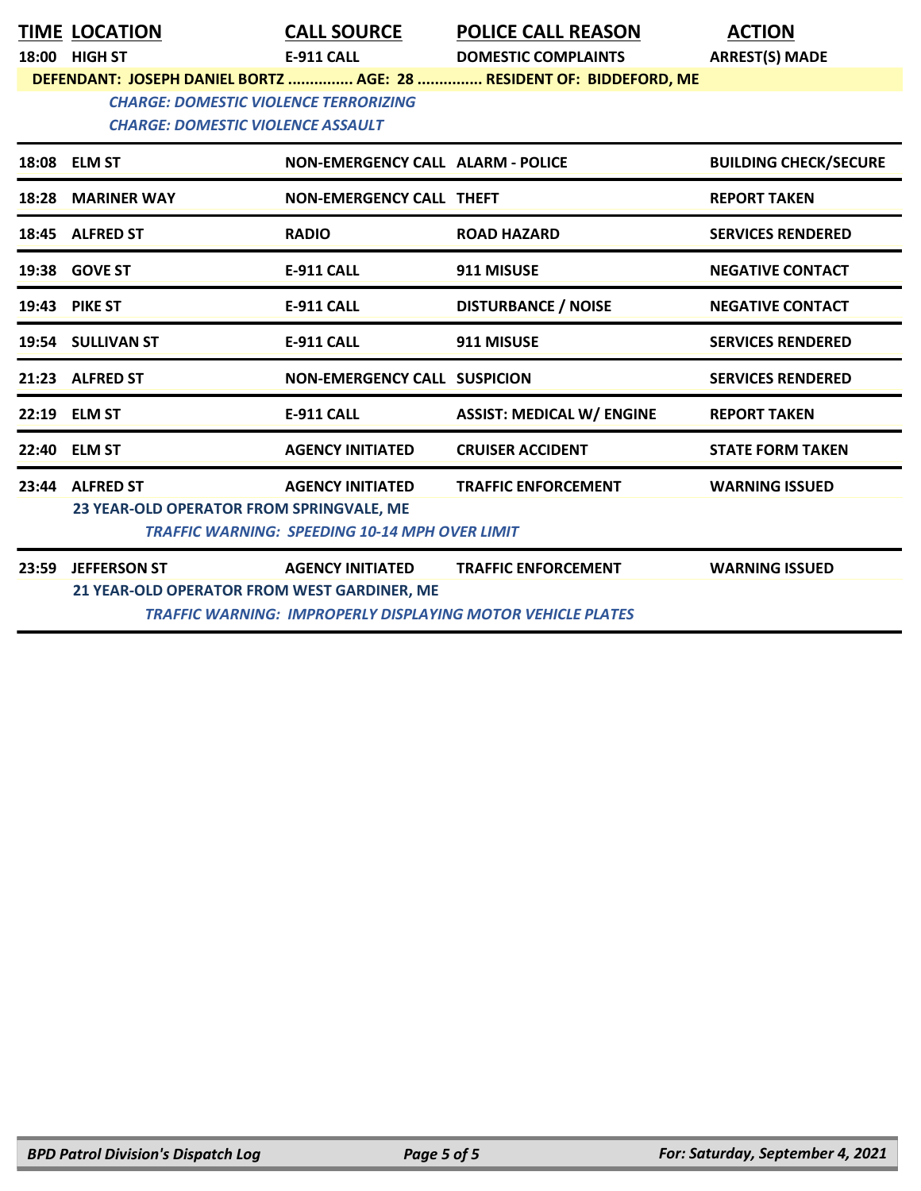| TIME | LOCATION | CALL SOURCE | POLICE CALL REASON | ACTION |
|---|---|---|---|---|
| 18:00 | HIGH ST | E-911 CALL | DOMESTIC COMPLAINTS | ARREST(S) MADE |

**DEFENDANT: JOSEPH DANIEL BORTZ ............... AGE: 28 ............... RESIDENT OF: BIDDEFORD, ME**

*CHARGE: DOMESTIC VIOLENCE TERRORIZING*

*CHARGE: DOMESTIC VIOLENCE ASSAULT*

| TIME | LOCATION | CALL SOURCE | POLICE CALL REASON | ACTION |
|---|---|---|---|---|
| 18:08 | ELM ST | NON-EMERGENCY CALL | ALARM - POLICE | BUILDING CHECK/SECURE |
| 18:28 | MARINER WAY | NON-EMERGENCY CALL | THEFT | REPORT TAKEN |
| 18:45 | ALFRED ST | RADIO | ROAD HAZARD | SERVICES RENDERED |
| 19:38 | GOVE ST | E-911 CALL | 911 MISUSE | NEGATIVE CONTACT |
| 19:43 | PIKE ST | E-911 CALL | DISTURBANCE / NOISE | NEGATIVE CONTACT |
| 19:54 | SULLIVAN ST | E-911 CALL | 911 MISUSE | SERVICES RENDERED |
| 21:23 | ALFRED ST | NON-EMERGENCY CALL | SUSPICION | SERVICES RENDERED |
| 22:19 | ELM ST | E-911 CALL | ASSIST: MEDICAL W/ ENGINE | REPORT TAKEN |
| 22:40 | ELM ST | AGENCY INITIATED | CRUISER ACCIDENT | STATE FORM TAKEN |
| 23:44 | ALFRED ST | AGENCY INITIATED | TRAFFIC ENFORCEMENT | WARNING ISSUED |

**23 YEAR-OLD OPERATOR FROM SPRINGVALE, ME**

*TRAFFIC WARNING: SPEEDING 10-14 MPH OVER LIMIT*

| TIME | LOCATION | CALL SOURCE | POLICE CALL REASON | ACTION |
|---|---|---|---|---|
| 23:59 | JEFFERSON ST | AGENCY INITIATED | TRAFFIC ENFORCEMENT | WARNING ISSUED |

**21 YEAR-OLD OPERATOR FROM WEST GARDINER, ME**

*TRAFFIC WARNING: IMPROPERLY DISPLAYING MOTOR VEHICLE PLATES*